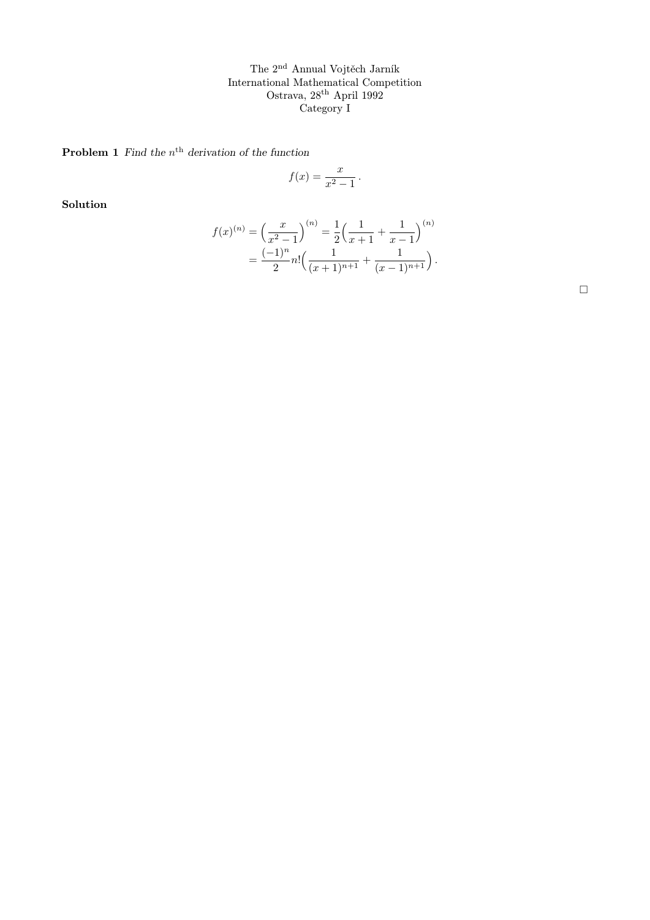The 2nd Annual Vojtěch Jarník
International Mathematical Competition
Ostrava, 28th April 1992
Category I

**Problem 1** *Find the $n^{\text{th}}$ derivation of the function*

$$f(x) = \frac{x}{x^2 - 1}\,.$$

**Solution**

$$\begin{aligned} f(x)^{(n)} &= \Big(\frac{x}{x^2-1}\Big)^{(n)} = \frac{1}{2}\Big(\frac{1}{x+1} + \frac{1}{x-1}\Big)^{(n)} \\ &= \frac{(-1)^n}{2} n!\Big(\frac{1}{(x+1)^{n+1}} + \frac{1}{(x-1)^{n+1}}\Big)\,. \end{aligned}$$

□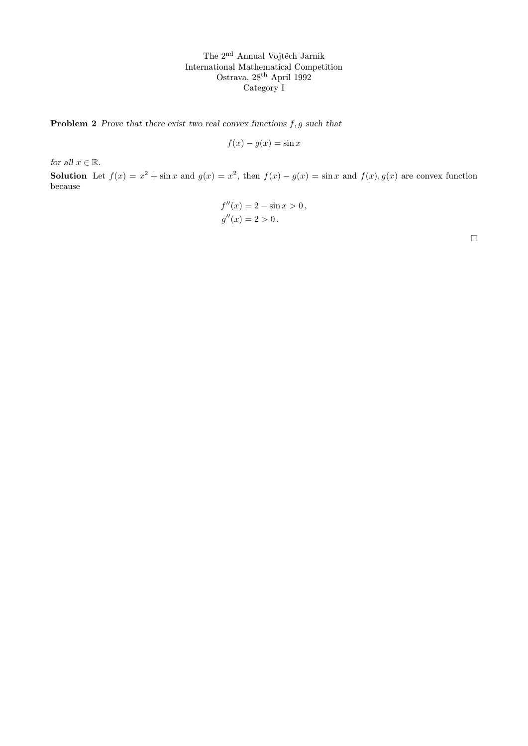The 2nd Annual Vojtěch Jarník
International Mathematical Competition
Ostrava, 28th April 1992
Category I

**Problem 2** *Prove that there exist two real convex functions $f, g$ such that*

$$f(x) - g(x) = \sin x$$

*for all $x \in \mathbb{R}$.*

**Solution** Let $f(x) = x^2 + \sin x$ and $g(x) = x^2$, then $f(x) - g(x) = \sin x$ and $f(x), g(x)$ are convex function because

$$f''(x) = 2 - \sin x > 0\,,$$
$$g''(x) = 2 > 0\,.$$

□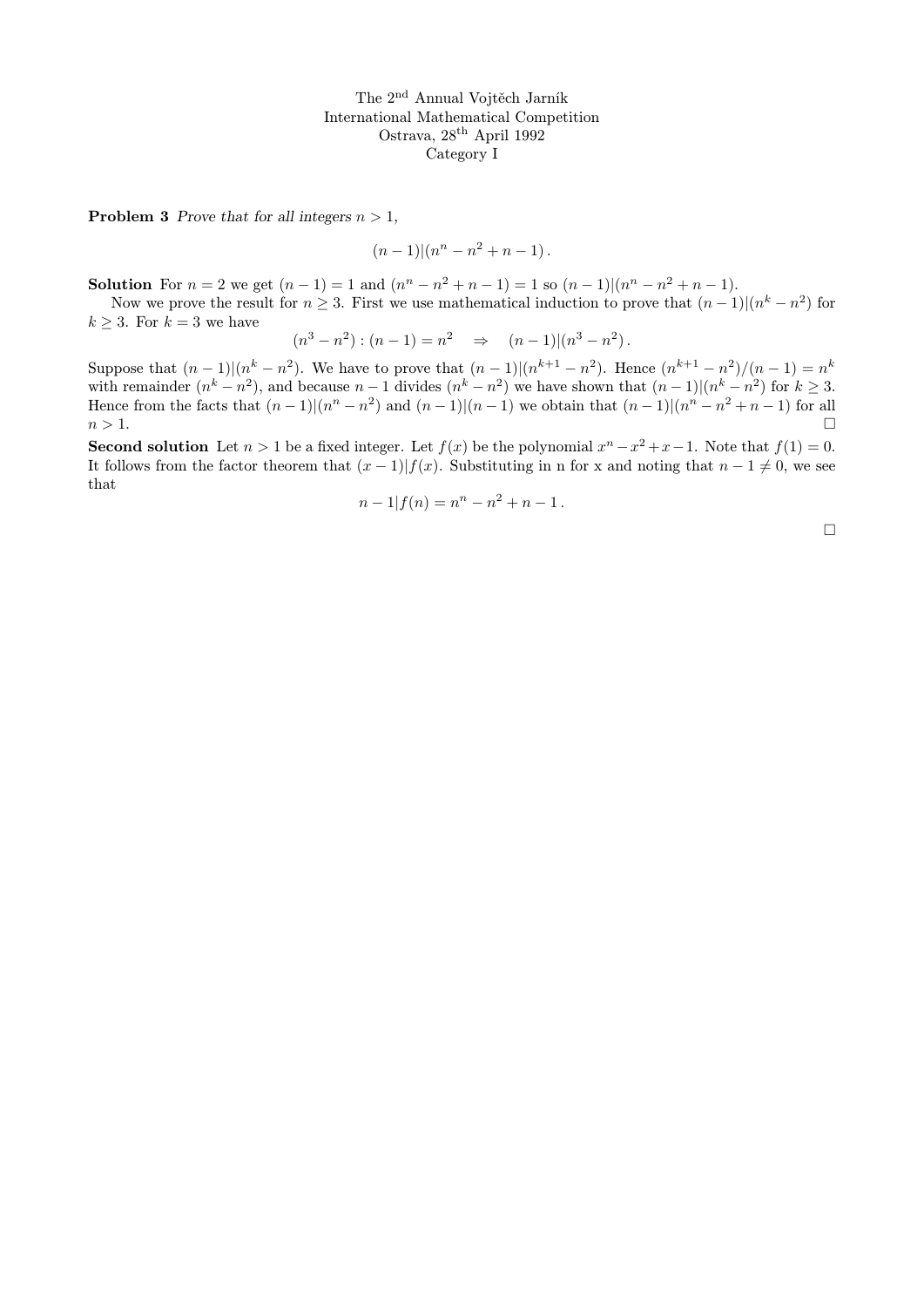The 2nd Annual Vojtěch Jarník
International Mathematical Competition
Ostrava, 28th April 1992
Category I

**Problem 3** *Prove that for all integers $n > 1$,*

$$(n-1)|(n^n - n^2 + n - 1)\,.$$

**Solution** For $n = 2$ we get $(n-1) = 1$ and $(n^n - n^2 + n - 1) = 1$ so $(n-1)|(n^n - n^2 + n - 1)$.

Now we prove the result for $n \geq 3$. First we use mathematical induction to prove that $(n-1)|(n^k - n^2)$ for $k \geq 3$. For $k = 3$ we have

$$(n^3 - n^2) : (n-1) = n^2 \quad \Rightarrow \quad (n-1)|(n^3 - n^2)\,.$$

Suppose that $(n-1)|(n^k - n^2)$. We have to prove that $(n-1)|(n^{k+1} - n^2)$. Hence $(n^{k+1} - n^2)/(n-1) = n^k$ with remainder $(n^k - n^2)$, and because $n-1$ divides $(n^k - n^2)$ we have shown that $(n-1)|(n^k - n^2)$ for $k \geq 3$. Hence from the facts that $(n-1)|(n^n - n^2)$ and $(n-1)|(n-1)$ we obtain that $(n-1)|(n^n - n^2 + n - 1)$ for all $n > 1$. □

**Second solution** Let $n > 1$ be a fixed integer. Let $f(x)$ be the polynomial $x^n - x^2 + x - 1$. Note that $f(1) = 0$. It follows from the factor theorem that $(x-1)|f(x)$. Substituting in n for x and noting that $n - 1 \neq 0$, we see that

$$n - 1|f(n) = n^n - n^2 + n - 1\,.$$

□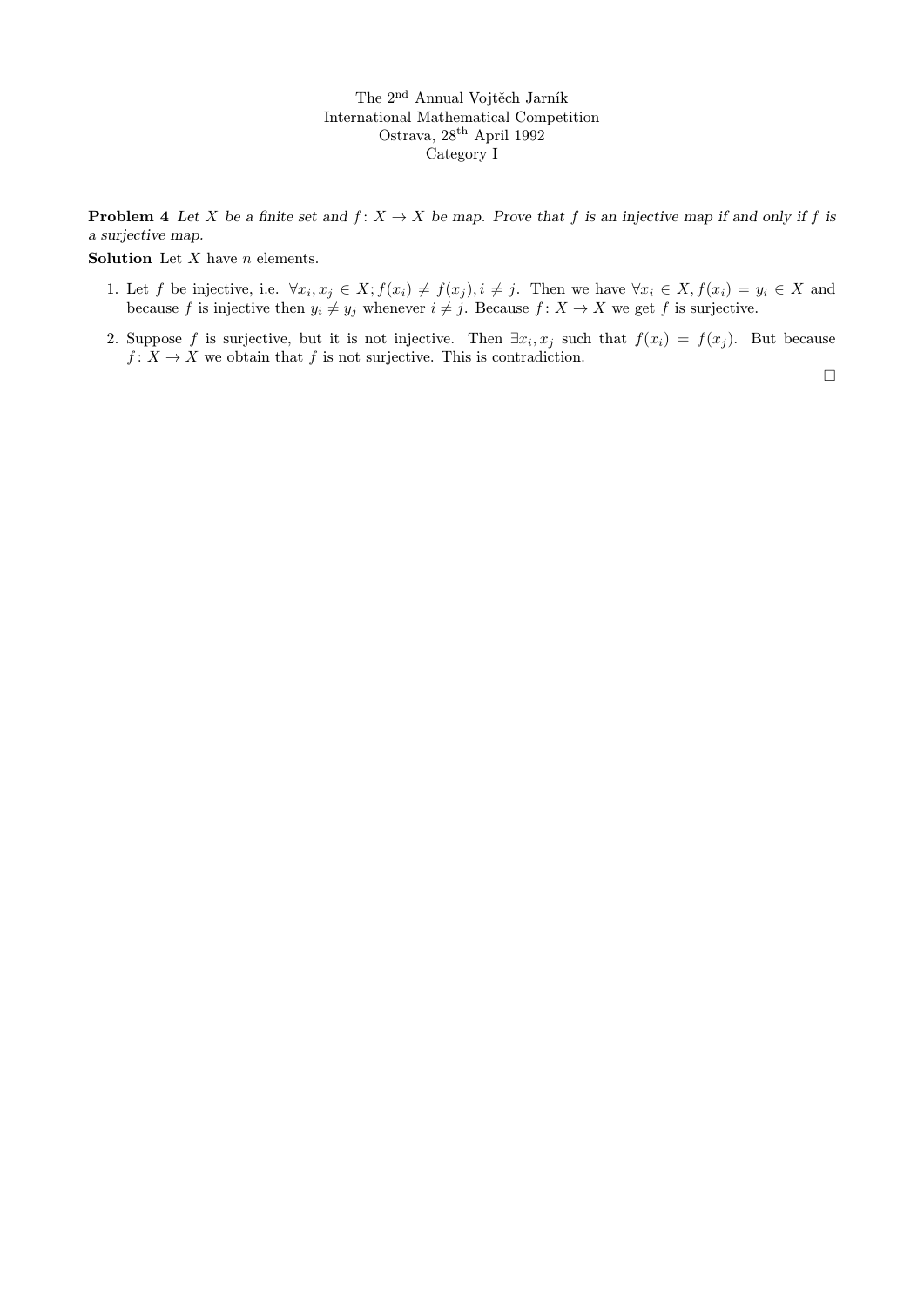The 2nd Annual Vojtěch Jarník
International Mathematical Competition
Ostrava, 28th April 1992
Category I

**Problem 4** *Let $X$ be a finite set and $f\colon X \to X$ be map. Prove that $f$ is an injective map if and only if $f$ is a surjective map.*

**Solution** Let $X$ have $n$ elements.

1. Let $f$ be injective, i.e. $\forall x_i, x_j \in X; f(x_i) \neq f(x_j), i \neq j$. Then we have $\forall x_i \in X, f(x_i) = y_i \in X$ and because $f$ is injective then $y_i \neq y_j$ whenever $i \neq j$. Because $f\colon X \to X$ we get $f$ is surjective.
2. Suppose $f$ is surjective, but it is not injective. Then $\exists x_i, x_j$ such that $f(x_i) = f(x_j)$. But because $f\colon X \to X$ we obtain that $f$ is not surjective. This is contradiction.

□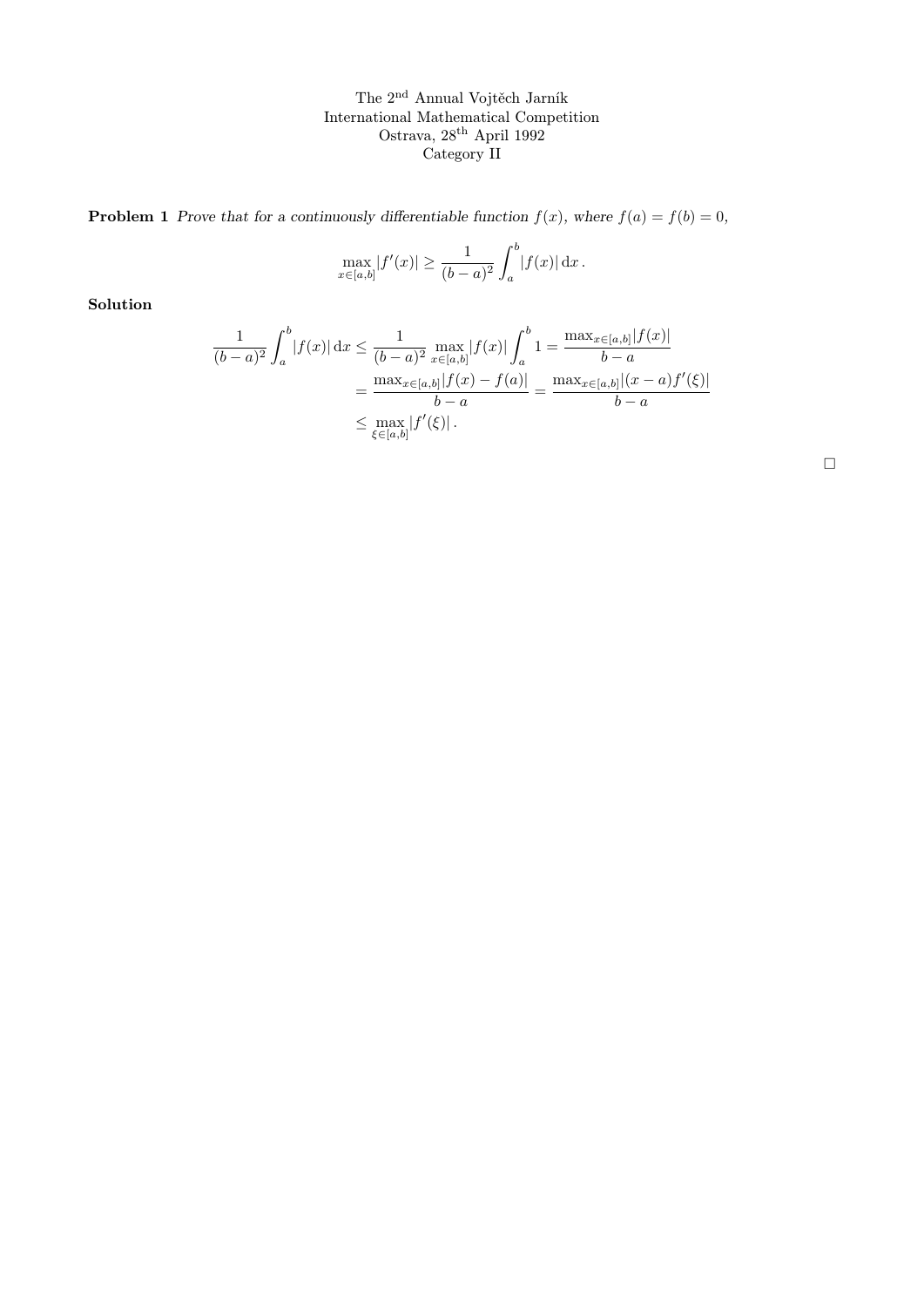The 2nd Annual Vojtěch Jarník
International Mathematical Competition
Ostrava, 28th April 1992
Category II

**Problem 1** *Prove that for a continuously differentiable function $f(x)$, where $f(a) = f(b) = 0$,*

$$\max_{x\in[a,b]} |f'(x)| \geq \frac{1}{(b-a)^2} \int_a^b |f(x)| \, \mathrm{d}x \,.$$

**Solution**

$$\begin{aligned}
\frac{1}{(b-a)^2} \int_a^b |f(x)| \, \mathrm{d}x &\leq \frac{1}{(b-a)^2} \max_{x\in[a,b]} |f(x)| \int_a^b 1 = \frac{\max_{x\in[a,b]} |f(x)|}{b-a} \\
&= \frac{\max_{x\in[a,b]} |f(x) - f(a)|}{b-a} = \frac{\max_{x\in[a,b]} |(x-a) f'(\xi)|}{b-a} \\
&\leq \max_{\xi\in[a,b]} |f'(\xi)| \,.
\end{aligned}$$

□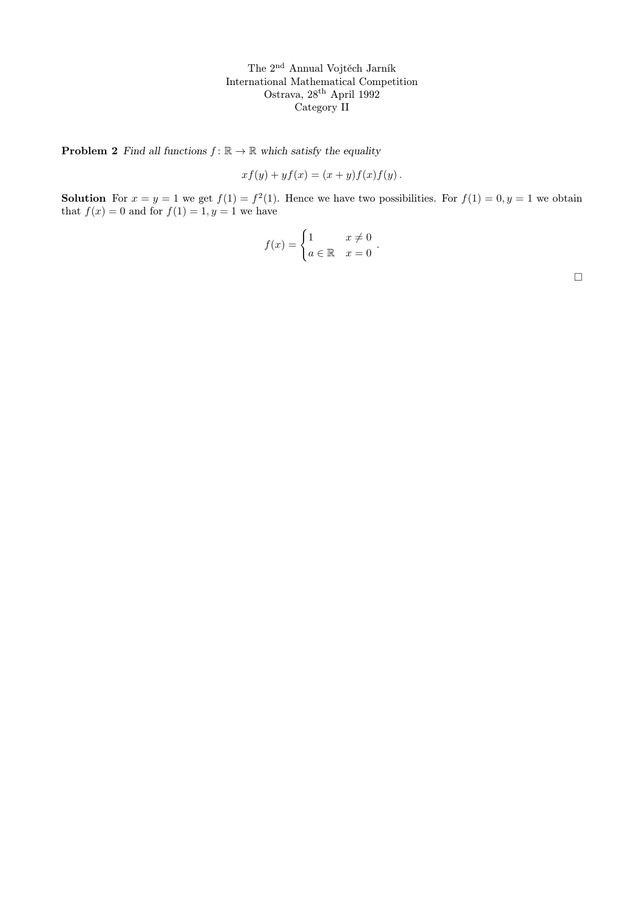The 2[nd] Annual Vojtěch Jarník
International Mathematical Competition
Ostrava, 28[th] April 1992
Category II

**Problem 2** *Find all functions $f\colon \mathbb{R} \to \mathbb{R}$ which satisfy the equality*

$$xf(y) + yf(x) = (x+y)f(x)f(y)\,.$$

**Solution** For $x = y = 1$ we get $f(1) = f^2(1)$. Hence we have two possibilities. For $f(1) = 0, y = 1$ we obtain that $f(x) = 0$ and for $f(1) = 1, y = 1$ we have

$$f(x) = \begin{cases} 1 & x \neq 0 \\ a \in \mathbb{R} & x = 0 \end{cases}.$$

□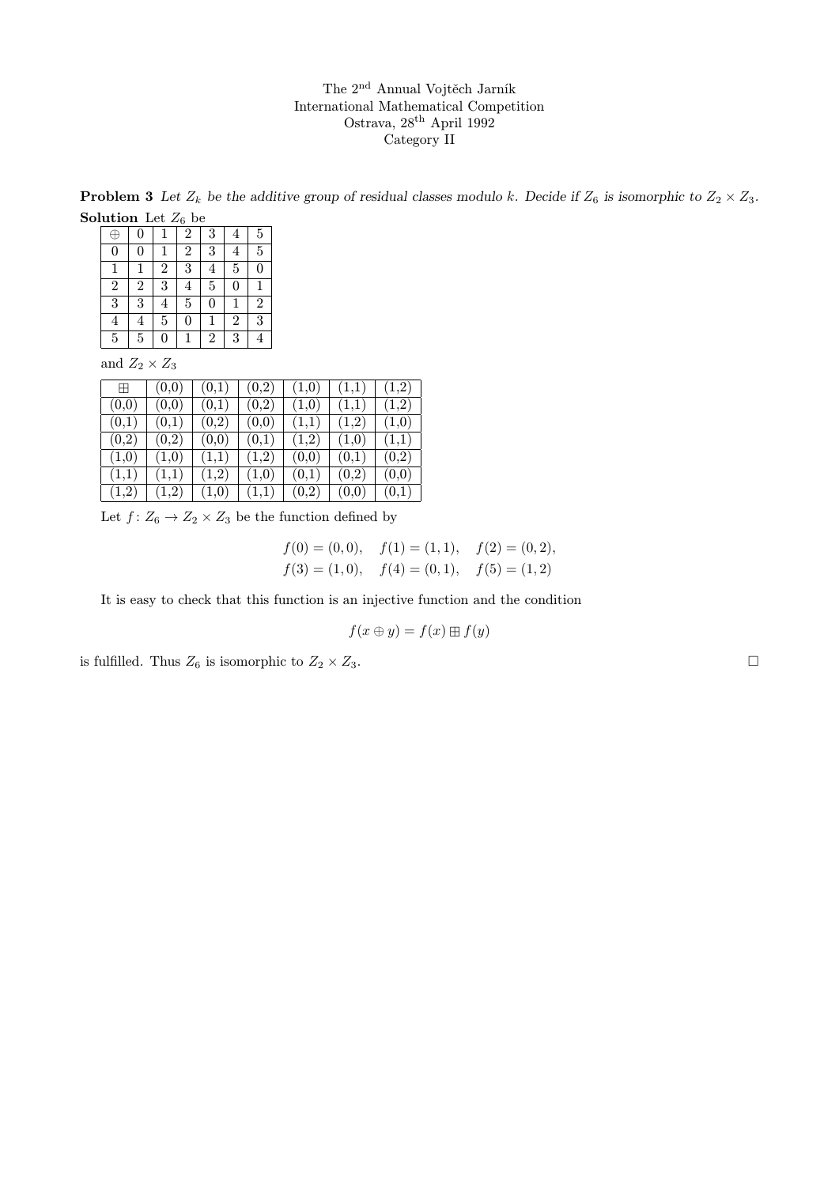The 2nd Annual Vojtěch Jarník
International Mathematical Competition
Ostrava, 28th April 1992
Category II

**Problem 3** *Let $Z_k$ be the additive group of residual classes modulo $k$. Decide if $Z_6$ is isomorphic to $Z_2 \times Z_3$.*

**Solution** Let $Z_6$ be

| $\oplus$ | 0 | 1 | 2 | 3 | 4 | 5 |
|---|---|---|---|---|---|---|
| 0 | 0 | 1 | 2 | 3 | 4 | 5 |
| 1 | 1 | 2 | 3 | 4 | 5 | 0 |
| 2 | 2 | 3 | 4 | 5 | 0 | 1 |
| 3 | 3 | 4 | 5 | 0 | 1 | 2 |
| 4 | 4 | 5 | 0 | 1 | 2 | 3 |
| 5 | 5 | 0 | 1 | 2 | 3 | 4 |

and $Z_2 \times Z_3$

| $\boxplus$ | (0,0) | (0,1) | (0,2) | (1,0) | (1,1) | (1,2) |
|---|---|---|---|---|---|---|
| (0,0) | (0,0) | (0,1) | (0,2) | (1,0) | (1,1) | (1,2) |
| (0,1) | (0,1) | (0,2) | (0,0) | (1,1) | (1,2) | (1,0) |
| (0,2) | (0,2) | (0,0) | (0,1) | (1,2) | (1,0) | (1,1) |
| (1,0) | (1,0) | (1,1) | (1,2) | (0,0) | (0,1) | (0,2) |
| (1,1) | (1,1) | (1,2) | (1,0) | (0,1) | (0,2) | (0,0) |
| (1,2) | (1,2) | (1,0) | (1,1) | (0,2) | (0,0) | (0,1) |

Let $f\colon Z_6 \to Z_2 \times Z_3$ be the function defined by

$$f(0) = (0,0), \quad f(1) = (1,1), \quad f(2) = (0,2),$$
$$f(3) = (1,0), \quad f(4) = (0,1), \quad f(5) = (1,2)$$

It is easy to check that this function is an injective function and the condition

$$f(x \oplus y) = f(x) \boxplus f(y)$$

is fulfilled. Thus $Z_6$ is isomorphic to $Z_2 \times Z_3$. □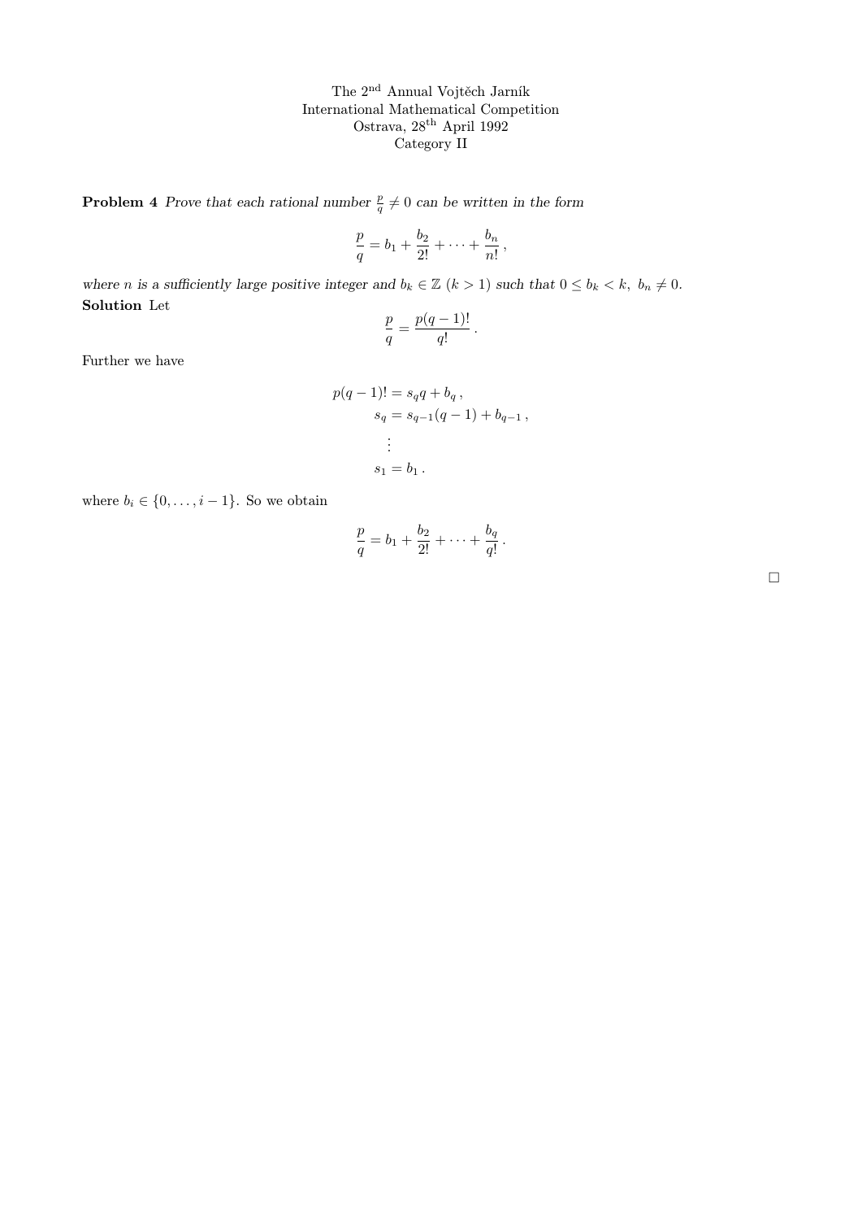The 2[nd] Annual Vojtěch Jarník
International Mathematical Competition
Ostrava, 28[th] April 1992
Category II

**Problem 4** *Prove that each rational number $\frac{p}{q} \neq 0$ can be written in the form*

$$\frac{p}{q} = b_1 + \frac{b_2}{2!} + \cdots + \frac{b_n}{n!} \,,$$

*where $n$ is a sufficiently large positive integer and $b_k \in \mathbb{Z}$ $(k > 1)$ such that $0 \leq b_k < k,\ b_n \neq 0$.*

**Solution** Let

$$\frac{p}{q} = \frac{p(q-1)!}{q!} \,.$$

Further we have

$$\begin{aligned}
p(q-1)! &= s_q q + b_q \,, \\
s_q &= s_{q-1}(q-1) + b_{q-1} \,, \\
&\ \vdots \\
s_1 &= b_1 \,.
\end{aligned}$$

where $b_i \in \{0, \ldots, i-1\}$. So we obtain

$$\frac{p}{q} = b_1 + \frac{b_2}{2!} + \cdots + \frac{b_q}{q!} \,.$$

□